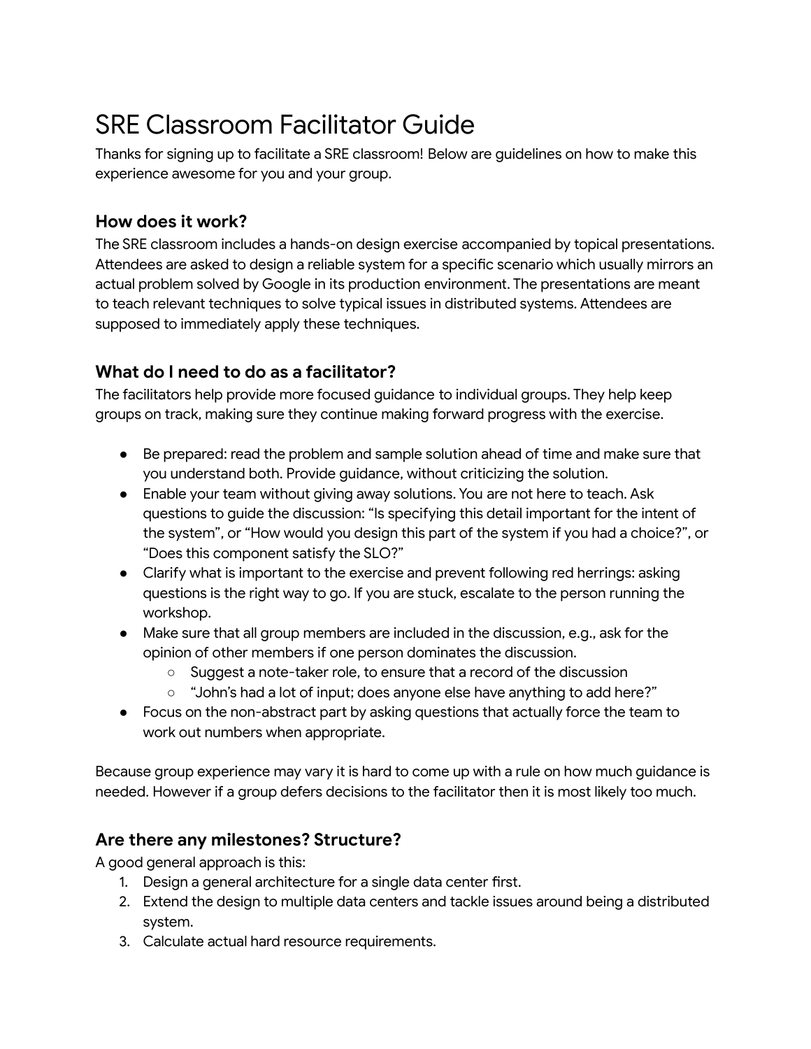# SRE Classroom Facilitator Guide

Thanks for signing up to facilitate a SRE classroom! Below are guidelines on how to make this experience awesome for you and your group.

### How does it work?

The SRE classroom includes a hands-on design exercise accompanied by topical presentations. Attendees are asked to design a reliable system for a specific scenario which usually mirrors an actual problem solved by Google in its production environment. The presentations are meant to teach relevant techniques to solve typical issues in distributed systems. Attendees are supposed to immediately apply these techniques.

### What do I need to do as a facilitator?

The facilitators help provide more focused guidance to individual groups. They help keep groups on track, making sure they continue making forward progress with the exercise.

- Be prepared: read the problem and sample solution ahead of time and make sure that you understand both. Provide guidance, without criticizing the solution.
- Enable your team without giving away solutions. You are not here to teach. Ask questions to guide the discussion: "Is specifying this detail important for the intent of the system", or "How would you design this part of the system if you had a choice?", or "Does this component satisfy the SLO?"
- Clarify what is important to the exercise and prevent following red herrings: asking questions is the right way to go. If you are stuck, escalate to the person running the workshop.
- Make sure that all group members are included in the discussion, e.g., ask for the opinion of other members if one person dominates the discussion.
  - Suggest a note-taker role, to ensure that a record of the discussion
  - "John's had a lot of input; does anyone else have anything to add here?"
- Focus on the non-abstract part by asking questions that actually force the team to work out numbers when appropriate.

Because group experience may vary it is hard to come up with a rule on how much guidance is needed. However if a group defers decisions to the facilitator then it is most likely too much.

### Are there any milestones? Structure?

A good general approach is this:

1. Design a general architecture for a single data center first.
2. Extend the design to multiple data centers and tackle issues around being a distributed system.
3. Calculate actual hard resource requirements.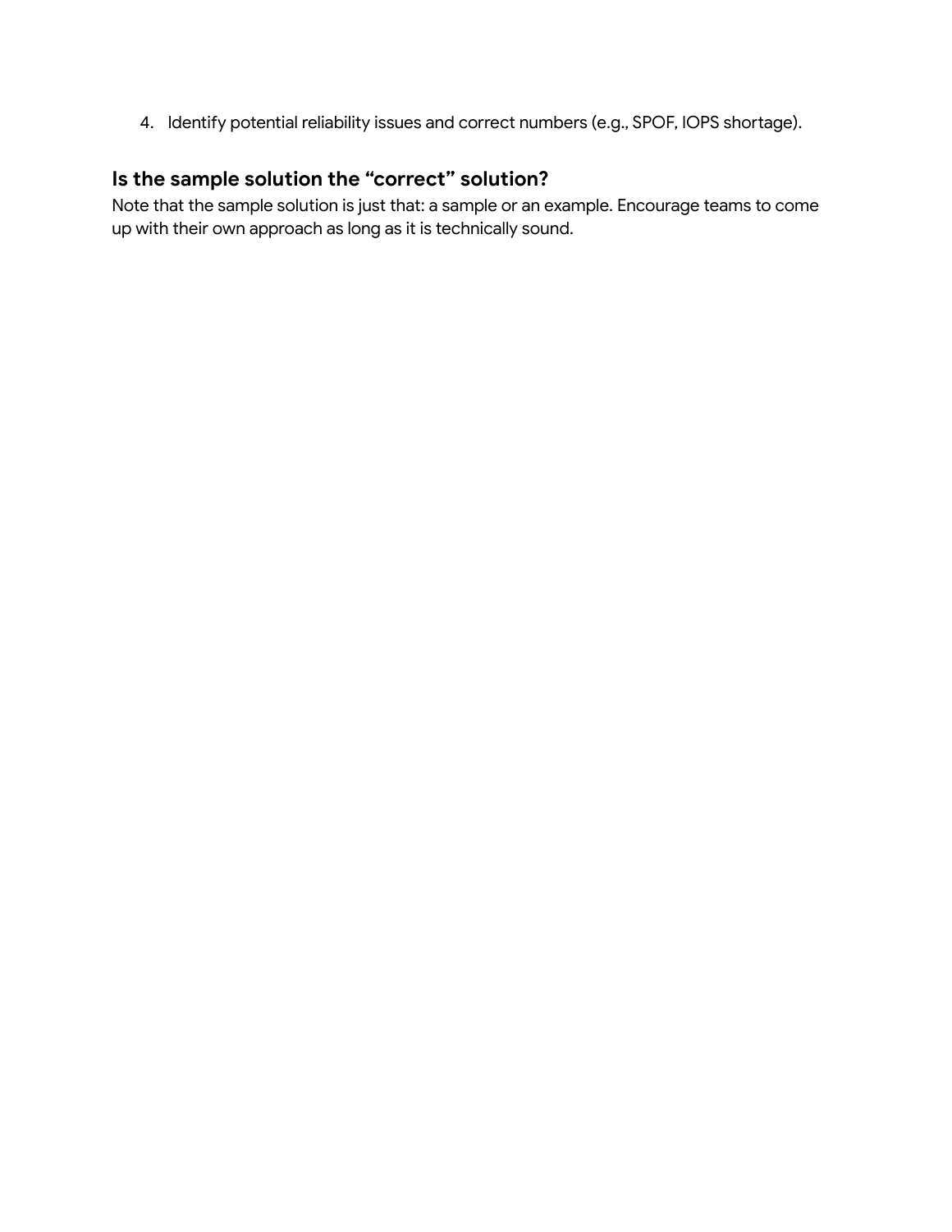4. Identify potential reliability issues and correct numbers (e.g., SPOF, IOPS shortage).

## Is the sample solution the "correct" solution?

Note that the sample solution is just that: a sample or an example. Encourage teams to come up with their own approach as long as it is technically sound.